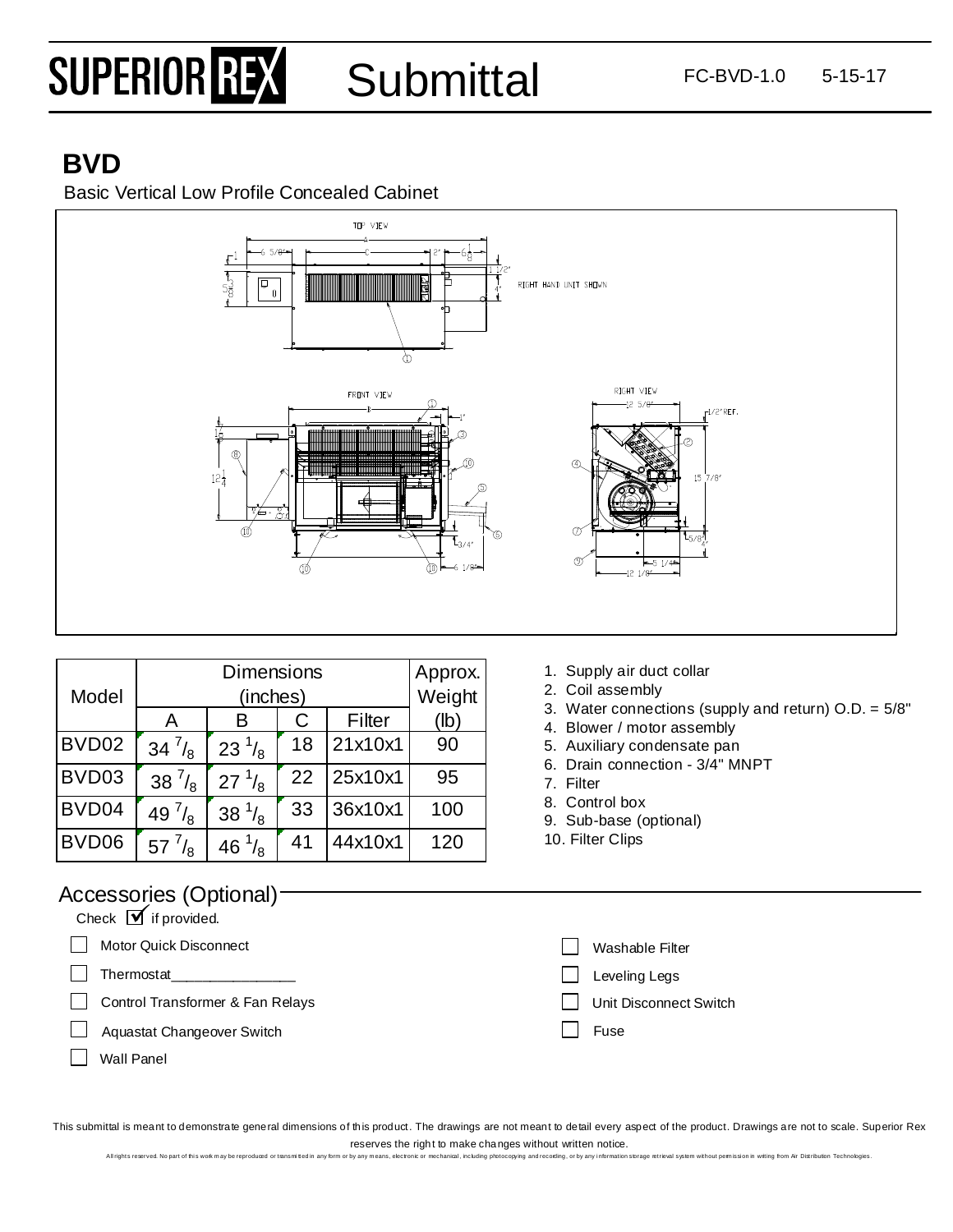SUPERIOR REX Submittal FC-BVD-1.0 5-15-17

# BVD

Basic Vertical Low Profile Concealed Cabinet

| Model | Dimensions (inches) | | | | Approx. Weight |
|---|---|---|---|---|---|
| | A | B | C | Filter | (lb) |
| BVD02 | 34 $^7/_8$ | 23 $^1/_8$ | 18 | 21x10x1 | 90 |
| BVD03 | 38 $^7/_8$ | 27 $^1/_8$ | 22 | 25x10x1 | 95 |
| BVD04 | 49 $^7/_8$ | 38 $^1/_8$ | 33 | 36x10x1 | 100 |
| BVD06 | 57 $^7/_8$ | 46 $^1/_8$ | 41 | 44x10x1 | 120 |

1. Supply air duct collar
2. Coil assembly
3. Water connections (supply and return) O.D. = 5/8"
4. Blower / motor assembly
5. Auxiliary condensate pan
6. Drain connection - 3/4" MNPT
7. Filter
8. Control box
9. Sub-base (optional)
10. Filter Clips

## Accessories (Optional)

Check ☑ if provided.

- ☐ Motor Quick Disconnect
- ☐ Thermostat_______________
- ☐ Control Transformer & Fan Relays
- ☐ Aquastat Changeover Switch
- ☐ Wall Panel
- ☐ Washable Filter
- ☐ Leveling Legs
- ☐ Unit Disconnect Switch
- ☐ Fuse

This submittal is meant to demonstrate general dimensions of this product. The drawings are not meant to detail every aspect of the product. Drawings are not to scale. Superior Rex reserves the right to make changes without written notice.

All rights reserved. No part of this work may be reproduced or transmitted in any form or by any means, electronic or mechanical, including photocopying and recording, or by any information storage retrieval system without permission in writing from Air Distribution Technologies.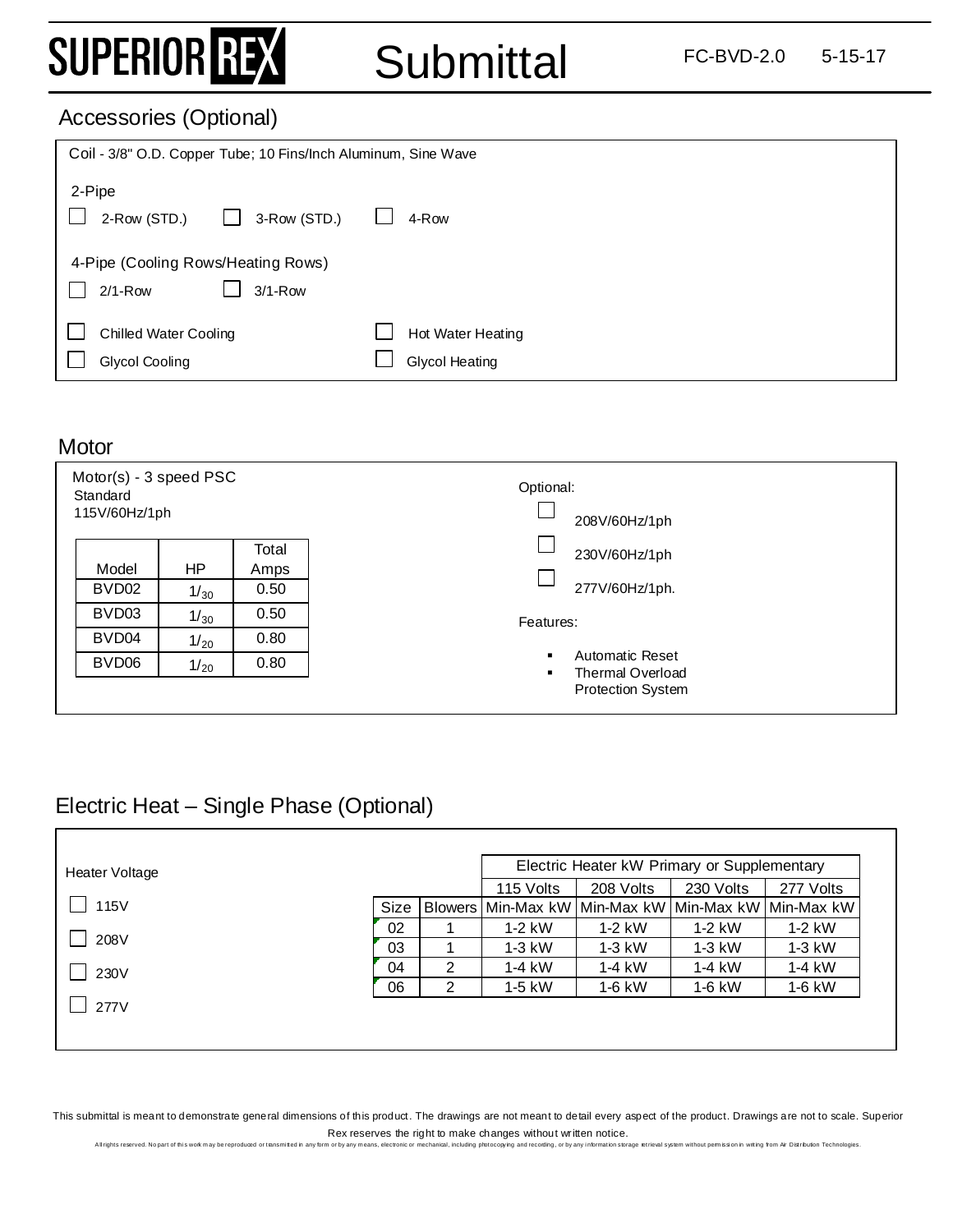## Accessories (Optional)

Coil - 3/8" O.D. Copper Tube; 10 Fins/Inch Aluminum, Sine Wave

2-Pipe

- [ ] 2-Row (STD.)
- [ ] 3-Row (STD.)
- [ ] 4-Row

4-Pipe (Cooling Rows/Heating Rows)

- [ ] 2/1-Row
- [ ] 3/1-Row

- [ ] Chilled Water Cooling
- [ ] Hot Water Heating
- [ ] Glycol Cooling
- [ ] Glycol Heating

## Motor

Motor(s) - 3 speed PSC
Standard
115V/60Hz/1ph

| Model | HP | Total Amps |
|---|---|---|
| BVD02 | $1/_{30}$ | 0.50 |
| BVD03 | $1/_{30}$ | 0.50 |
| BVD04 | $1/_{20}$ | 0.80 |
| BVD06 | $1/_{20}$ | 0.80 |

Optional:

- [ ] 208V/60Hz/1ph
- [ ] 230V/60Hz/1ph
- [ ] 277V/60Hz/1ph.

Features:

- Automatic Reset
- Thermal Overload Protection System

## Electric Heat – Single Phase (Optional)

Heater Voltage

- [ ] 115V
- [ ] 208V
- [ ] 230V
- [ ] 277V

| | | Electric Heater kW Primary or Supplementary | | | |
|---|---|---|---|---|---|
| | | 115 Volts | 208 Volts | 230 Volts | 277 Volts |
| Size | Blowers | Min-Max kW | Min-Max kW | Min-Max kW | Min-Max kW |
| 02 | 1 | 1-2 kW | 1-2 kW | 1-2 kW | 1-2 kW |
| 03 | 1 | 1-3 kW | 1-3 kW | 1-3 kW | 1-3 kW |
| 04 | 2 | 1-4 kW | 1-4 kW | 1-4 kW | 1-4 kW |
| 06 | 2 | 1-5 kW | 1-6 kW | 1-6 kW | 1-6 kW |

This submittal is meant to demonstrate general dimensions of this product. The drawings are not meant to detail every aspect of the product. Drawings are not to scale. Superior Rex reserves the right to make changes without written notice.

All rights reserved. No part of this work may be reproduced or transmitted in any form or by any means, electronic or mechanical, including photocopying and recording, or by any information storage retrieval system without permission in writing from Air Distribution Technologies.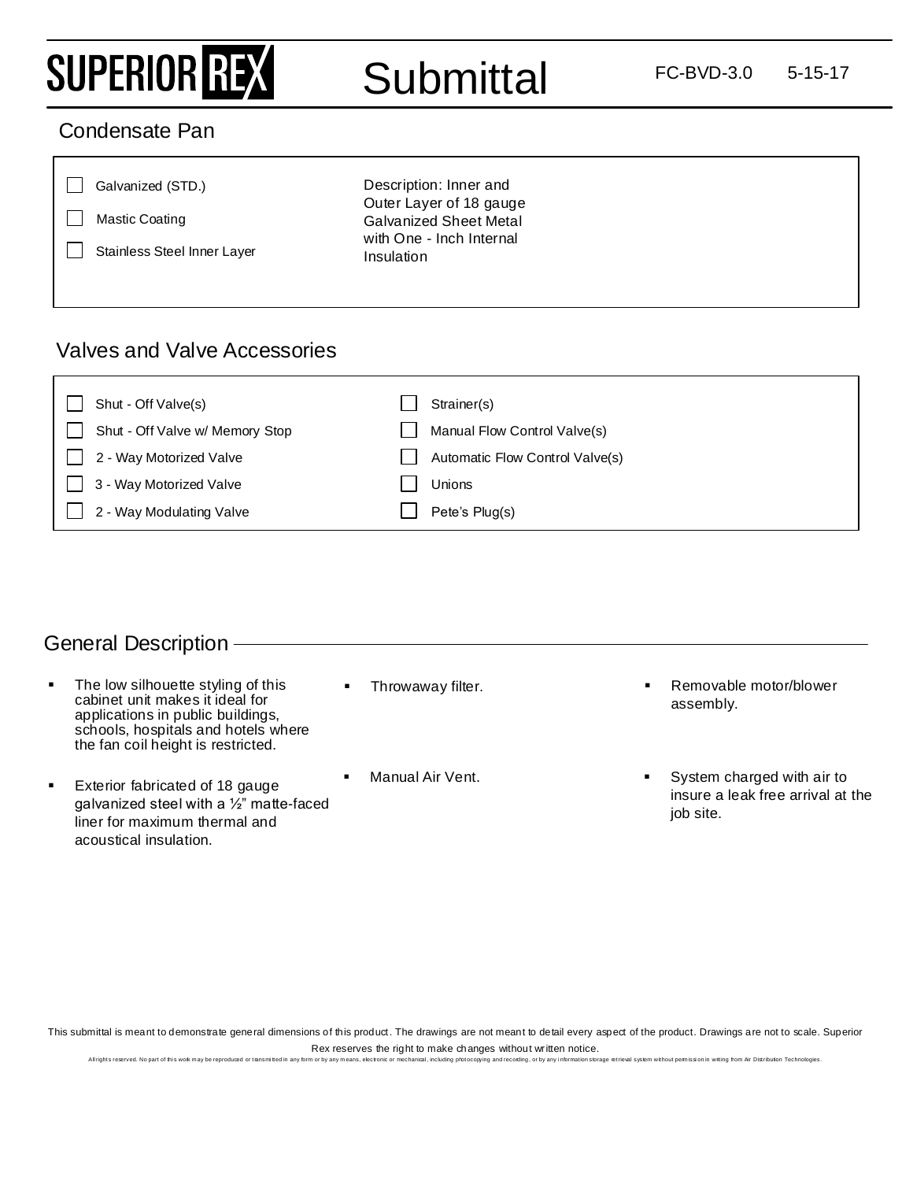# SUPERIOR REX Submittal

FC-BVD-3.0 5-15-17

## Condensate Pan

- ☐ Galvanized (STD.)
- ☐ Mastic Coating
- ☐ Stainless Steel Inner Layer

Description: Inner and Outer Layer of 18 gauge Galvanized Sheet Metal with One - Inch Internal Insulation

## Valves and Valve Accessories

- ☐ Shut - Off Valve(s)
- ☐ Shut - Off Valve w/ Memory Stop
- ☐ 2 - Way Motorized Valve
- ☐ 3 - Way Motorized Valve
- ☐ 2 - Way Modulating Valve
- ☐ Strainer(s)
- ☐ Manual Flow Control Valve(s)
- ☐ Automatic Flow Control Valve(s)
- ☐ Unions
- ☐ Pete's Plug(s)

## General Description

- The low silhouette styling of this cabinet unit makes it ideal for applications in public buildings, schools, hospitals and hotels where the fan coil height is restricted.
- Exterior fabricated of 18 gauge galvanized steel with a ½" matte-faced liner for maximum thermal and acoustical insulation.
- Throwaway filter.
- Manual Air Vent.
- Removable motor/blower assembly.
- System charged with air to insure a leak free arrival at the job site.

This submittal is meant to demonstrate general dimensions of this product. The drawings are not meant to detail every aspect of the product. Drawings are not to scale. Superior Rex reserves the right to make changes without written notice.

All rights reserved. No part of this work may be reproduced or transmitted in any form or by any means, electronic or mechanical, including photocopying and recording, or by any information storage retrieval system without permission in writing from Air Distribution Technologies.